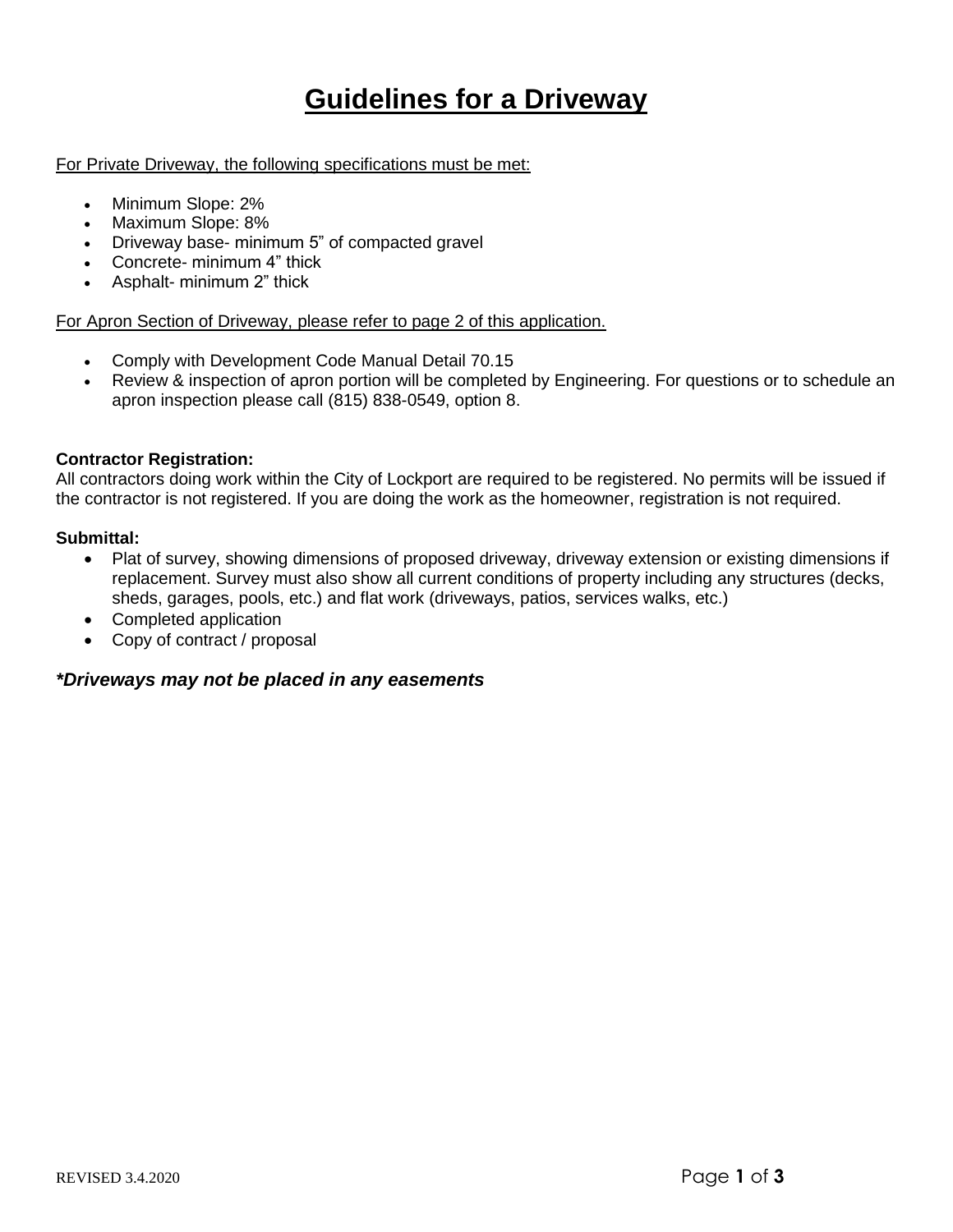# Guidelines for a Driveway

For Private Driveway, the following specifications must be met:

- Minimum Slope: 2%
- Maximum Slope: 8%
- Driveway base- minimum 5" of compacted gravel
- Concrete- minimum 4" thick
- Asphalt- minimum 2" thick

For Apron Section of Driveway, please refer to page 2 of this application.

- Comply with Development Code Manual Detail 70.15
- Review & inspection of apron portion will be completed by Engineering. For questions or to schedule an apron inspection please call (815) 838-0549, option 8.

**Contractor Registration:**
All contractors doing work within the City of Lockport are required to be registered. No permits will be issued if the contractor is not registered. If you are doing the work as the homeowner, registration is not required.

**Submittal:**

- Plat of survey, showing dimensions of proposed driveway, driveway extension or existing dimensions if replacement. Survey must also show all current conditions of property including any structures (decks, sheds, garages, pools, etc.) and flat work (driveways, patios, services walks, etc.)
- Completed application
- Copy of contract / proposal

***Driveways may not be placed in any easements***

REVISED 3.4.2020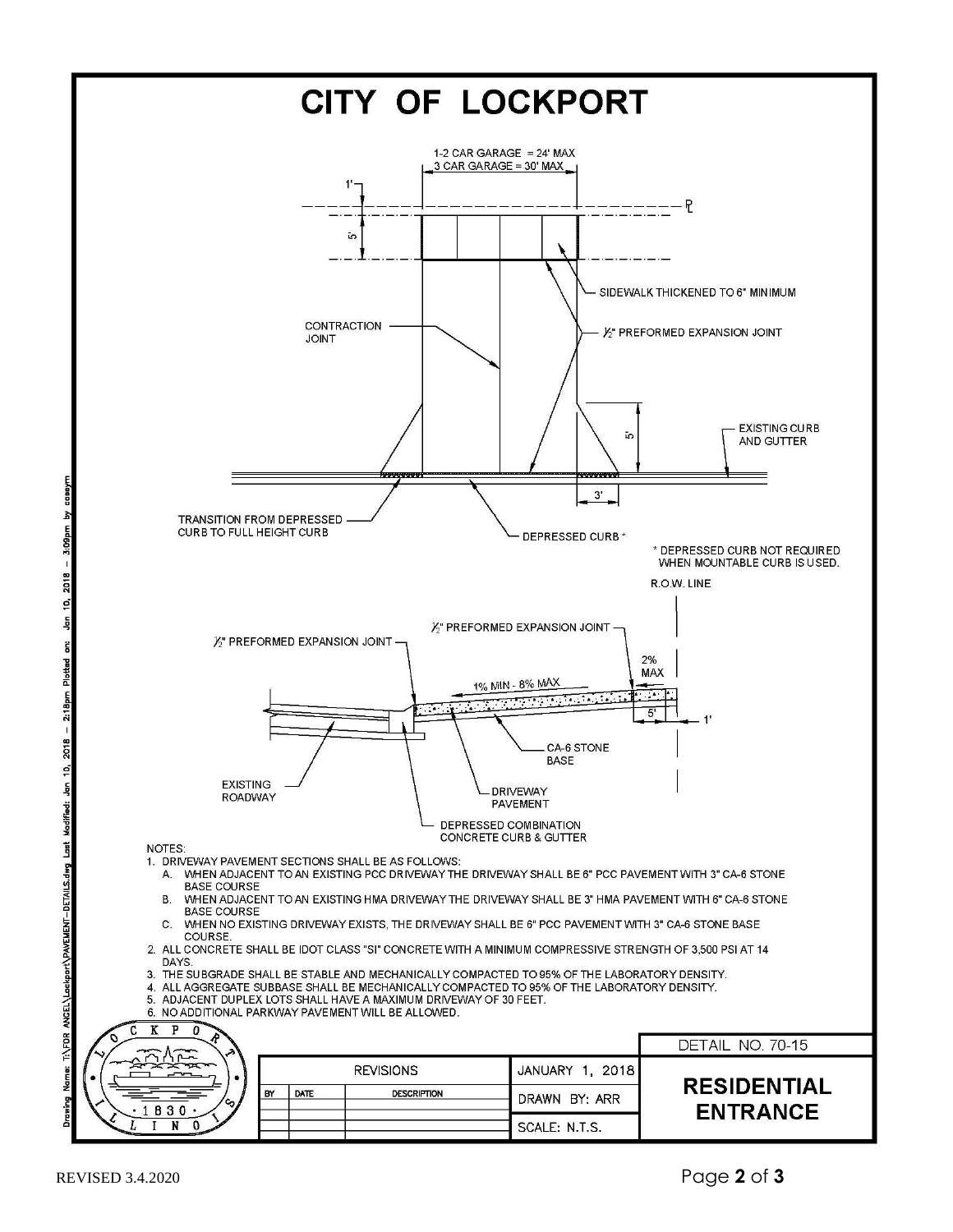# CITY OF LOCKPORT

1-2 CAR GARAGE = 24' MAX
3 CAR GARAGE = 30' MAX

1'

℄

5'

SIDEWALK THICKENED TO 6" MINIMUM

CONTRACTION JOINT

½" PREFORMED EXPANSION JOINT

5'

EXISTING CURB AND GUTTER

3'

TRANSITION FROM DEPRESSED CURB TO FULL HEIGHT CURB

DEPRESSED CURB *

* DEPRESSED CURB NOT REQUIRED WHEN MOUNTABLE CURB IS USED.

R.O.W. LINE

½" PREFORMED EXPANSION JOINT

½" PREFORMED EXPANSION JOINT

2% MAX

1% MIN - 8% MAX

5'

1'

CA-6 STONE BASE

EXISTING ROADWAY

DRIVEWAY PAVEMENT

DEPRESSED COMBINATION CONCRETE CURB & GUTTER

NOTES:

1. DRIVEWAY PAVEMENT SECTIONS SHALL BE AS FOLLOWS:
   - A. WHEN ADJACENT TO AN EXISTING PCC DRIVEWAY THE DRIVEWAY SHALL BE 6" PCC PAVEMENT WITH 3" CA-6 STONE BASE COURSE
   - B. WHEN ADJACENT TO AN EXISTING HMA DRIVEWAY THE DRIVEWAY SHALL BE 3" HMA PAVEMENT WITH 6" CA-6 STONE BASE COURSE
   - C. WHEN NO EXISTING DRIVEWAY EXISTS, THE DRIVEWAY SHALL BE 6" PCC PAVEMENT WITH 3" CA-6 STONE BASE COURSE.
2. ALL CONCRETE SHALL BE IDOT CLASS "SI" CONCRETE WITH A MINIMUM COMPRESSIVE STRENGTH OF 3,500 PSI AT 14 DAYS.
3. THE SUBGRADE SHALL BE STABLE AND MECHANICALLY COMPACTED TO 95% OF THE LABORATORY DENSITY.
4. ALL AGGREGATE SUBBASE SHALL BE MECHANICALLY COMPACTED TO 95% OF THE LABORATORY DENSITY.
5. ADJACENT DUPLEX LOTS SHALL HAVE A MAXIMUM DRIVEWAY OF 30 FEET.
6. NO ADDITIONAL PARKWAY PAVEMENT WILL BE ALLOWED.

LOCKPORT · 1830 · ILLINOIS

| REVISIONS | | | JANUARY 1, 2018 | DETAIL NO. 70-15 |
| --- | --- | --- | --- | --- |
| BY | DATE | DESCRIPTION | DRAWN BY: ARR | **RESIDENTIAL ENTRANCE** |
| | | | SCALE: N.T.S. | |

Drawing Name: T:\FOR ANGEL\Lockport\PAVEMENT-DETAILS.dwg Last Modified: Jan 10, 2018 – 2:18pm Plotted on: Jan 10, 2018 – 3:09pm by caseym

REVISED 3.4.2020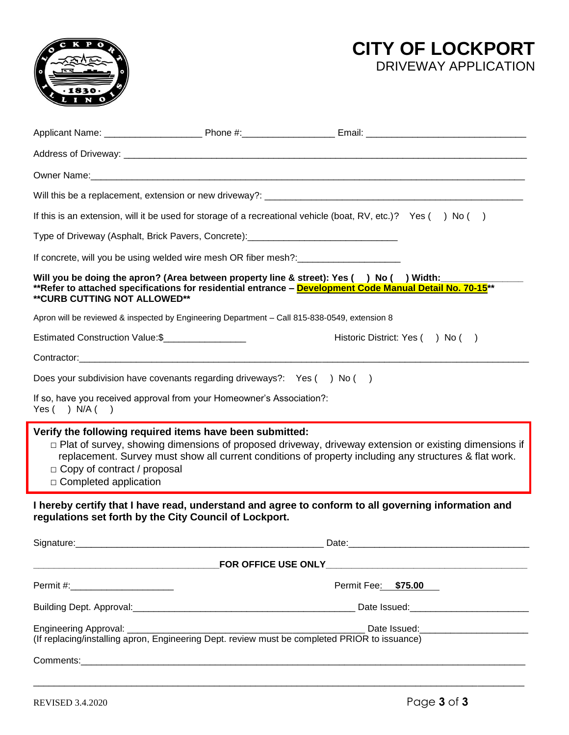# CITY OF LOCKPORT
## DRIVEWAY APPLICATION

Applicant Name: ___________________ Phone #:__________________ Email: ______________________________

Address of Driveway: ______________________________________________________________________________

Owner Name:______________________________________________________________________________________

Will this be a replacement, extension or new driveway?: _________________________________________________

If this is an extension, will it be used for storage of a recreational vehicle (boat, RV, etc.)? Yes ( ) No ( )

Type of Driveway (Asphalt, Brick Pavers, Concrete):____________________________

If concrete, will you be using welded wire mesh OR fiber mesh?:___________________

**Will you be doing the apron? (Area between property line & street): Yes ( ) No ( ) Width:_______________**
**\*\*Refer to attached specifications for residential entrance – Development Code Manual Detail No. 70-15\*\***
**\*\*CURB CUTTING NOT ALLOWED\*\***

Apron will be reviewed & inspected by Engineering Department – Call 815-838-0549, extension 8

Estimated Construction Value:$________________ Historic District: Yes ( ) No ( )

Contractor:________________________________________________________________________________________

Does your subdivision have covenants regarding driveways?: Yes ( ) No ( )

If so, have you received approval from your Homeowner's Association?:
Yes ( ) N/A ( )

**Verify the following required items have been submitted:**

- □ Plat of survey, showing dimensions of proposed driveway, driveway extension or existing dimensions if replacement. Survey must show all current conditions of property including any structures & flat work.
- □ Copy of contract / proposal
- □ Completed application

**I hereby certify that I have read, understand and agree to conform to all governing information and regulations set forth by the City Council of Lockport.**

Signature:_________________________________________________ Date:___________________________________

**FOR OFFICE USE ONLY**

Permit #:____________________ Permit Fee: **$75.00**

Building Dept. Approval:____________________________________________ Date Issued:______________________

Engineering Approval: ______________________________________________ Date Issued:_____________________
(If replacing/installing apron, Engineering Dept. review must be completed PRIOR to issuance)

Comments:_________________________________________________________________________________________

__________________________________________________________________________________________________

REVISED 3.4.2020